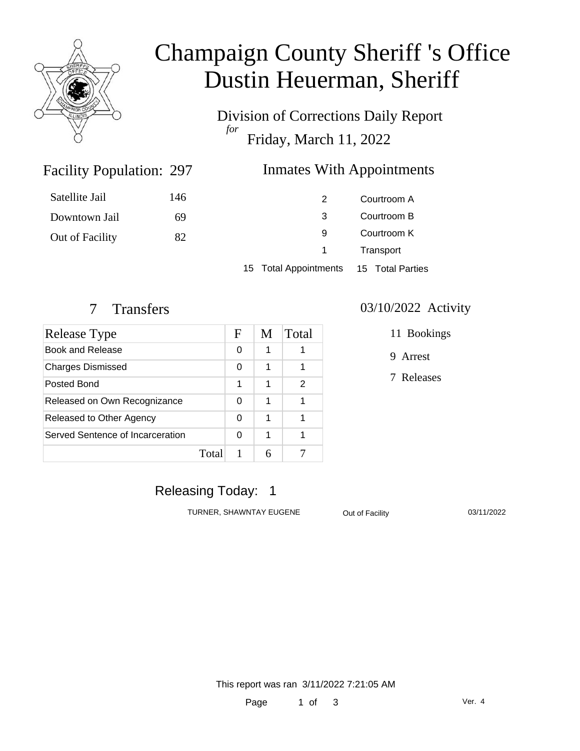# Champaign County Sheriff 's Office
# Dustin Heuerman, Sheriff

Division of Corrections Daily Report
*for*
Friday, March 11, 2022

## Facility Population: 297

| | |
|---|---|
| Satellite Jail | 146 |
| Downtown Jail | 69 |
| Out of Facility | 82 |

## Inmates With Appointments

| | |
|---|---|
| 2 | Courtroom A |
| 3 | Courtroom B |
| 9 | Courtroom K |
| 1 | Transport |
| 15 Total Appointments | 15 Total Parties |

## 7 Transfers

| Release Type | F | M | Total |
|---|---|---|---|
| Book and Release | 0 | 1 | 1 |
| Charges Dismissed | 0 | 1 | 1 |
| Posted Bond | 1 | 1 | 2 |
| Released on Own Recognizance | 0 | 1 | 1 |
| Released to Other Agency | 0 | 1 | 1 |
| Served Sentence of Incarceration | 0 | 1 | 1 |
| Total | 1 | 6 | 7 |

## 03/10/2022 Activity

11 Bookings

9 Arrest

7 Releases

## Releasing Today: 1

| | | |
|---|---|---|
| TURNER, SHAWNTAY EUGENE | Out of Facility | 03/11/2022 |

This report was ran 3/11/2022 7:21:05 AM

Ver. 4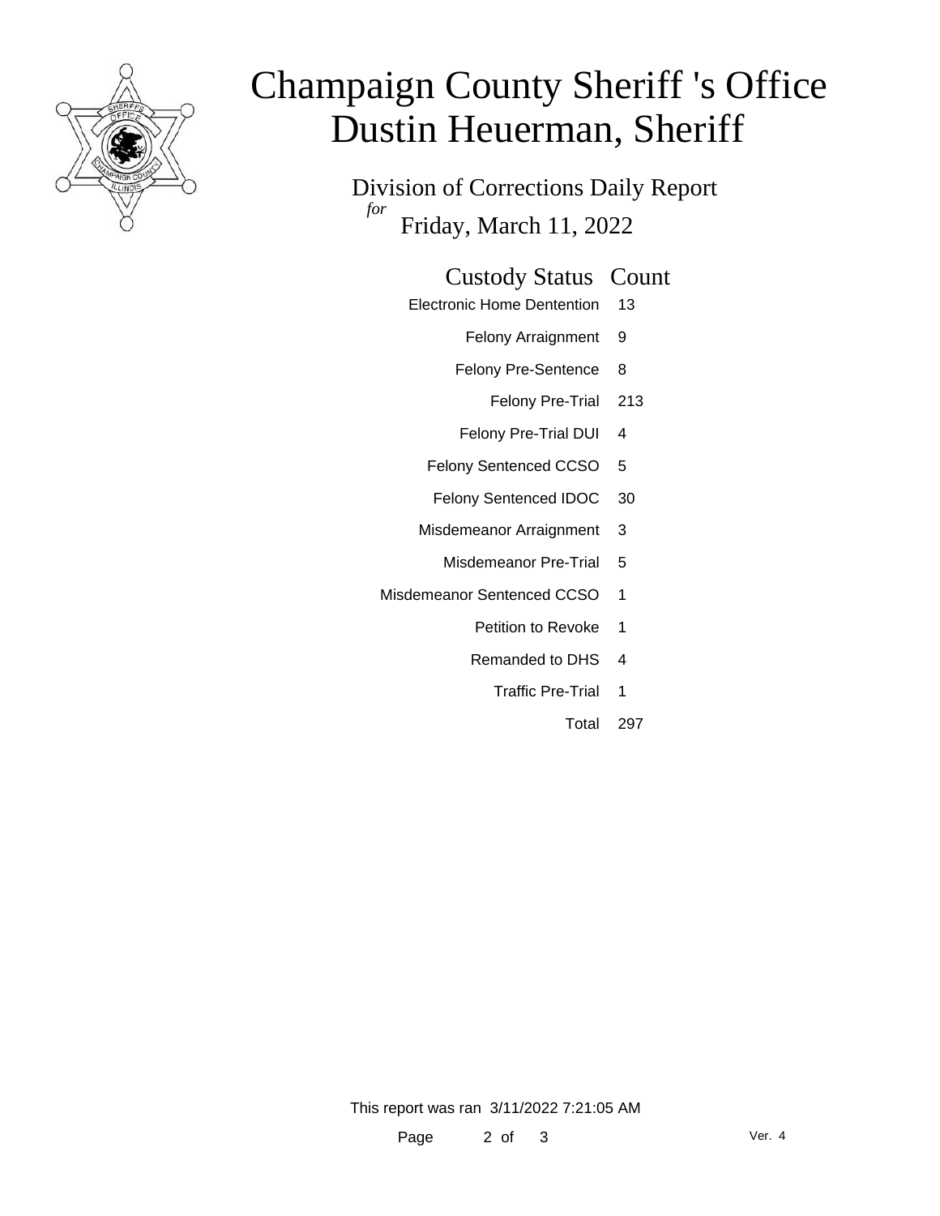# Champaign County Sheriff 's Office
# Dustin Heuerman, Sheriff

## Division of Corrections Daily Report

*for* Friday, March 11, 2022

| Custody Status | Count |
|---|---|
| Electronic Home Dentention | 13 |
| Felony Arraignment | 9 |
| Felony Pre-Sentence | 8 |
| Felony Pre-Trial | 213 |
| Felony Pre-Trial DUI | 4 |
| Felony Sentenced CCSO | 5 |
| Felony Sentenced IDOC | 30 |
| Misdemeanor Arraignment | 3 |
| Misdemeanor Pre-Trial | 5 |
| Misdemeanor Sentenced CCSO | 1 |
| Petition to Revoke | 1 |
| Remanded to DHS | 4 |
| Traffic Pre-Trial | 1 |
| Total | 297 |

This report was ran 3/11/2022 7:21:05 AM

Ver. 4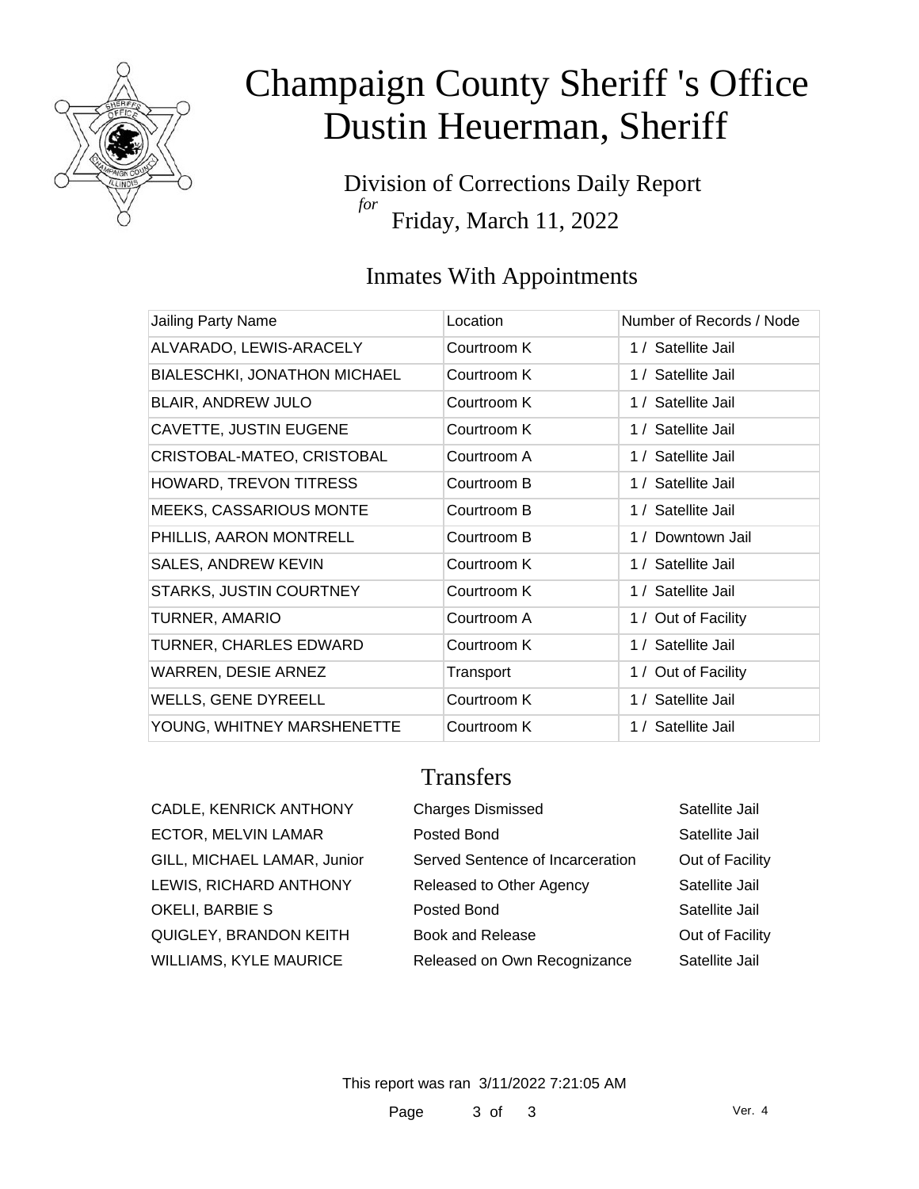# Champaign County Sheriff 's Office
# Dustin Heuerman, Sheriff

Division of Corrections Daily Report
*for*
Friday, March 11, 2022

## Inmates With Appointments

| Jailing Party Name | Location | Number of Records / Node |
|---|---|---|
| ALVARADO, LEWIS-ARACELY | Courtroom K | 1 / Satellite Jail |
| BIALESCHKI, JONATHON MICHAEL | Courtroom K | 1 / Satellite Jail |
| BLAIR, ANDREW JULO | Courtroom K | 1 / Satellite Jail |
| CAVETTE, JUSTIN EUGENE | Courtroom K | 1 / Satellite Jail |
| CRISTOBAL-MATEO, CRISTOBAL | Courtroom A | 1 / Satellite Jail |
| HOWARD, TREVON TITRESS | Courtroom B | 1 / Satellite Jail |
| MEEKS, CASSARIOUS MONTE | Courtroom B | 1 / Satellite Jail |
| PHILLIS, AARON MONTRELL | Courtroom B | 1 / Downtown Jail |
| SALES, ANDREW KEVIN | Courtroom K | 1 / Satellite Jail |
| STARKS, JUSTIN COURTNEY | Courtroom K | 1 / Satellite Jail |
| TURNER, AMARIO | Courtroom A | 1 / Out of Facility |
| TURNER, CHARLES EDWARD | Courtroom K | 1 / Satellite Jail |
| WARREN, DESIE ARNEZ | Transport | 1 / Out of Facility |
| WELLS, GENE DYREELL | Courtroom K | 1 / Satellite Jail |
| YOUNG, WHITNEY MARSHENETTE | Courtroom K | 1 / Satellite Jail |

## Transfers

| | | |
|---|---|---|
| CADLE, KENRICK ANTHONY | Charges Dismissed | Satellite Jail |
| ECTOR, MELVIN LAMAR | Posted Bond | Satellite Jail |
| GILL, MICHAEL LAMAR, Junior | Served Sentence of Incarceration | Out of Facility |
| LEWIS, RICHARD ANTHONY | Released to Other Agency | Satellite Jail |
| OKELI, BARBIE S | Posted Bond | Satellite Jail |
| QUIGLEY, BRANDON KEITH | Book and Release | Out of Facility |
| WILLIAMS, KYLE MAURICE | Released on Own Recognizance | Satellite Jail |

This report was ran 3/11/2022 7:21:05 AM

Ver. 4